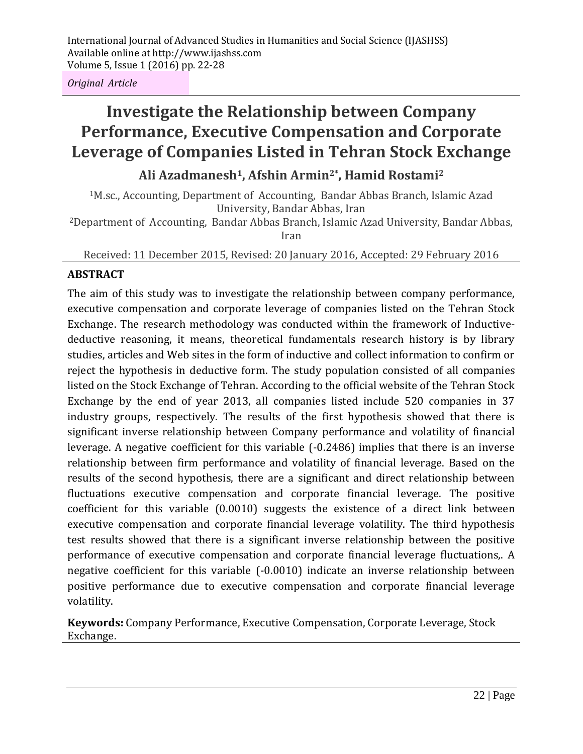*Original Article*

# Investigate the Relationship between Company Performance, Executive Compensation and Corporate Leverage of Companies Listed in Tehran Stock Exchange

**Ali Azadmanesh[1], Afshin Armin[2*], Hamid Rostami[2]**

[1]M.sc., Accounting, Department of Accounting, Bandar Abbas Branch, Islamic Azad University, Bandar Abbas, Iran

[2]Department of Accounting, Bandar Abbas Branch, Islamic Azad University, Bandar Abbas, Iran

Received: 11 December 2015, Revised: 20 January 2016, Accepted: 29 February 2016

## ABSTRACT

The aim of this study was to investigate the relationship between company performance, executive compensation and corporate leverage of companies listed on the Tehran Stock Exchange. The research methodology was conducted within the framework of Inductive-deductive reasoning, it means, theoretical fundamentals research history is by library studies, articles and Web sites in the form of inductive and collect information to confirm or reject the hypothesis in deductive form. The study population consisted of all companies listed on the Stock Exchange of Tehran. According to the official website of the Tehran Stock Exchange by the end of year 2013, all companies listed include 520 companies in 37 industry groups, respectively. The results of the first hypothesis showed that there is significant inverse relationship between Company performance and volatility of financial leverage. A negative coefficient for this variable (-0.2486) implies that there is an inverse relationship between firm performance and volatility of financial leverage. Based on the results of the second hypothesis, there are a significant and direct relationship between fluctuations executive compensation and corporate financial leverage. The positive coefficient for this variable (0.0010) suggests the existence of a direct link between executive compensation and corporate financial leverage volatility. The third hypothesis test results showed that there is a significant inverse relationship between the positive performance of executive compensation and corporate financial leverage fluctuations,. A negative coefficient for this variable (-0.0010) indicate an inverse relationship between positive performance due to executive compensation and corporate financial leverage volatility.

**Keywords:** Company Performance, Executive Compensation, Corporate Leverage, Stock Exchange.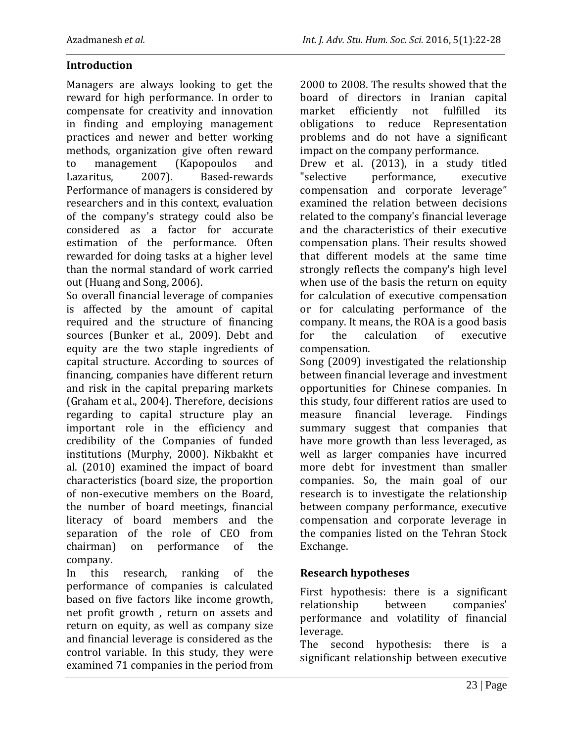## Introduction

Managers are always looking to get the reward for high performance. In order to compensate for creativity and innovation in finding and employing management practices and newer and better working methods, organization give often reward to management (Kapopoulos and Lazaritus, 2007). Based-rewards Performance of managers is considered by researchers and in this context, evaluation of the company's strategy could also be considered as a factor for accurate estimation of the performance. Often rewarded for doing tasks at a higher level than the normal standard of work carried out (Huang and Song, 2006).

So overall financial leverage of companies is affected by the amount of capital required and the structure of financing sources (Bunker et al., 2009). Debt and equity are the two staple ingredients of capital structure. According to sources of financing, companies have different return and risk in the capital preparing markets (Graham et al., 2004). Therefore, decisions regarding to capital structure play an important role in the efficiency and credibility of the Companies of funded institutions (Murphy, 2000). Nikbakht et al. (2010) examined the impact of board characteristics (board size, the proportion of non-executive members on the Board, the number of board meetings, financial literacy of board members and the separation of the role of CEO from chairman) on performance of the company.

In this research, ranking of the performance of companies is calculated based on five factors like income growth, net profit growth , return on assets and return on equity, as well as company size and financial leverage is considered as the control variable. In this study, they were examined 71 companies in the period from 2000 to 2008. The results showed that the board of directors in Iranian capital market efficiently not fulfilled its obligations to reduce Representation problems and do not have a significant impact on the company performance.

Drew et al. (2013), in a study titled "selective performance, executive compensation and corporate leverage" examined the relation between decisions related to the company's financial leverage and the characteristics of their executive compensation plans. Their results showed that different models at the same time strongly reflects the company's high level when use of the basis the return on equity for calculation of executive compensation or for calculating performance of the company. It means, the ROA is a good basis for the calculation of executive compensation.

Song (2009) investigated the relationship between financial leverage and investment opportunities for Chinese companies. In this study, four different ratios are used to measure financial leverage. Findings summary suggest that companies that have more growth than less leveraged, as well as larger companies have incurred more debt for investment than smaller companies. So, the main goal of our research is to investigate the relationship between company performance, executive compensation and corporate leverage in the companies listed on the Tehran Stock Exchange.

## Research hypotheses

First hypothesis: there is a significant relationship between companies' performance and volatility of financial leverage.

The second hypothesis: there is a significant relationship between executive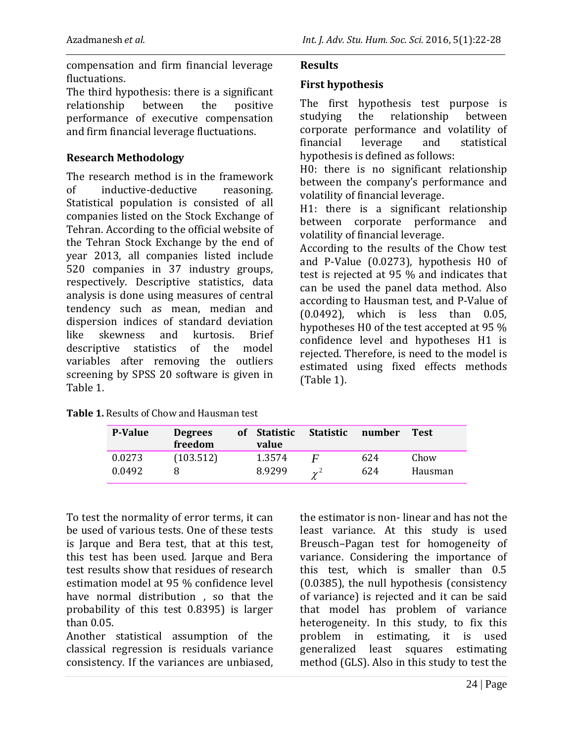compensation and firm financial leverage fluctuations.

The third hypothesis: there is a significant relationship between the positive performance of executive compensation and firm financial leverage fluctuations.

## Research Methodology

The research method is in the framework of inductive-deductive reasoning. Statistical population is consisted of all companies listed on the Stock Exchange of Tehran. According to the official website of the Tehran Stock Exchange by the end of year 2013, all companies listed include 520 companies in 37 industry groups, respectively. Descriptive statistics, data analysis is done using measures of central tendency such as mean, median and dispersion indices of standard deviation like skewness and kurtosis. Brief descriptive statistics of the model variables after removing the outliers screening by SPSS 20 software is given in Table 1.

## Results

### First hypothesis

The first hypothesis test purpose is studying the relationship between corporate performance and volatility of financial leverage and statistical hypothesis is defined as follows:

H0: there is no significant relationship between the company's performance and volatility of financial leverage.

H1: there is a significant relationship between corporate performance and volatility of financial leverage.

According to the results of the Chow test and P-Value (0.0273), hypothesis H0 of test is rejected at 95 % and indicates that can be used the panel data method. Also according to Hausman test, and P-Value of (0.0492), which is less than 0.05, hypotheses H0 of the test accepted at 95 % confidence level and hypotheses H1 is rejected. Therefore, is need to the model is estimated using fixed effects methods (Table 1).

**Table 1.** Results of Chow and Hausman test

| P-Value | Degrees of freedom | Statistic value | Statistic | number | Test |
|---|---|---|---|---|---|
| 0.0273 | (103.512) | 1.3574 | $F$ | 624 | Chow |
| 0.0492 | 8 | 8.9299 | $\chi^2$ | 624 | Hausman |

To test the normality of error terms, it can be used of various tests. One of these tests is Jarque and Bera test, that at this test, this test has been used. Jarque and Bera test results show that residues of research estimation model at 95 % confidence level have normal distribution , so that the probability of this test 0.8395) is larger than 0.05.

Another statistical assumption of the classical regression is residuals variance consistency. If the variances are unbiased, the estimator is non- linear and has not the least variance. At this study is used Breusch–Pagan test for homogeneity of variance. Considering the importance of this test, which is smaller than 0.5 (0.0385), the null hypothesis (consistency of variance) is rejected and it can be said that model has problem of variance heterogeneity. In this study, to fix this problem in estimating, it is used generalized least squares estimating method (GLS). Also in this study to test the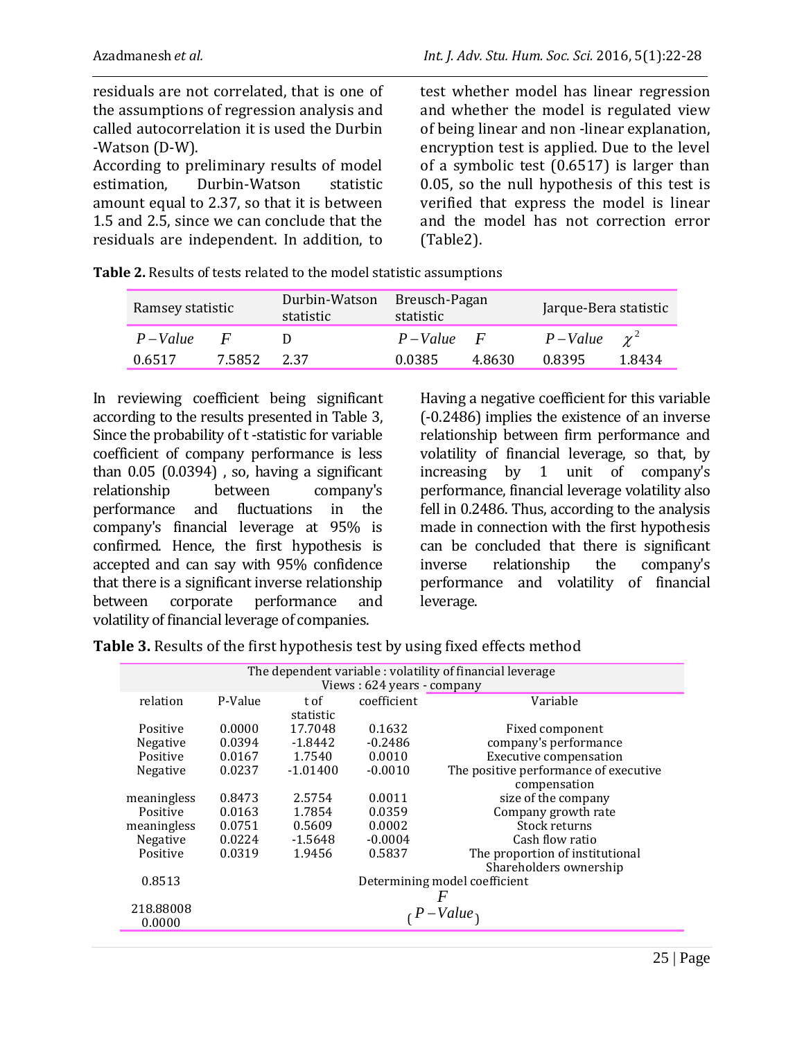residuals are not correlated, that is one of the assumptions of regression analysis and called autocorrelation it is used the Durbin -Watson (D-W).

According to preliminary results of model estimation, Durbin-Watson statistic amount equal to 2.37, so that it is between 1.5 and 2.5, since we can conclude that the residuals are independent. In addition, to test whether model has linear regression and whether the model is regulated view of being linear and non -linear explanation, encryption test is applied. Due to the level of a symbolic test (0.6517) is larger than 0.05, so the null hypothesis of this test is verified that express the model is linear and the model has not correction error (Table2).

**Table 2.** Results of tests related to the model statistic assumptions

| Ramsey statistic | | Durbin-Watson statistic | Breusch-Pagan statistic | | Jarque-Bera statistic | |
|---|---|---|---|---|---|---|
| $P-Value$ | $F$ | D | $P-Value$ | $F$ | $P-Value$ | $\chi^2$ |
| 0.6517 | 7.5852 | 2.37 | 0.0385 | 4.8630 | 0.8395 | 1.8434 |

In reviewing coefficient being significant according to the results presented in Table 3, Since the probability of t -statistic for variable coefficient of company performance is less than 0.05 (0.0394) , so, having a significant relationship between company's performance and fluctuations in the company's financial leverage at 95% is confirmed. Hence, the first hypothesis is accepted and can say with 95% confidence that there is a significant inverse relationship between corporate performance and volatility of financial leverage of companies. Having a negative coefficient for this variable (-0.2486) implies the existence of an inverse relationship between firm performance and volatility of financial leverage, so that, by increasing by 1 unit of company's performance, financial leverage volatility also fell in 0.2486. Thus, according to the analysis made in connection with the first hypothesis can be concluded that there is significant inverse relationship the company's performance and volatility of financial leverage.

**Table 3.** Results of the first hypothesis test by using fixed effects method

| The dependent variable : volatility of financial leverage<br>Views : 624 years - company | | | | |
|---|---|---|---|---|
| relation | P-Value | t of statistic | coefficient | Variable |
| Positive | 0.0000 | 17.7048 | 0.1632 | Fixed component |
| Negative | 0.0394 | -1.8442 | -0.2486 | company's performance |
| Positive | 0.0167 | 1.7540 | 0.0010 | Executive compensation |
| Negative | 0.0237 | -1.01400 | -0.0010 | The positive performance of executive compensation |
| meaningless | 0.8473 | 2.5754 | 0.0011 | size of the company |
| Positive | 0.0163 | 1.7854 | 0.0359 | Company growth rate |
| meaningless | 0.0751 | 0.5609 | 0.0002 | Stock returns |
| Negative | 0.0224 | -1.5648 | -0.0004 | Cash flow ratio |
| Positive | 0.0319 | 1.9456 | 0.5837 | The proportion of institutional Shareholders ownership |
| 0.8513 | | | | Determining model coefficient |
| 218.88008<br>0.0000 | | | | $F$<br>$(P-Value)$ |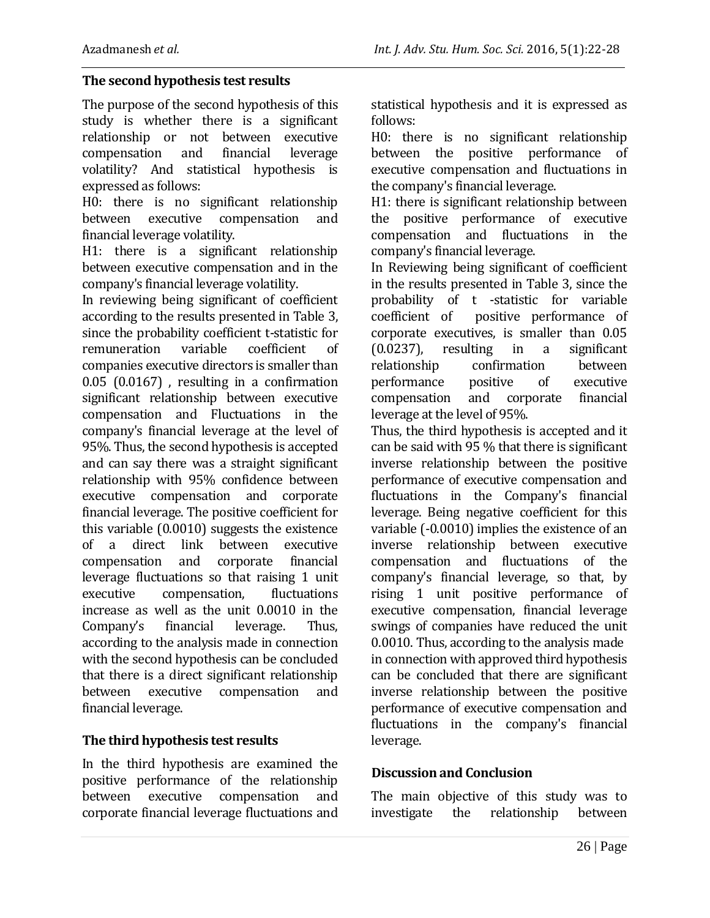## The second hypothesis test results

The purpose of the second hypothesis of this study is whether there is a significant relationship or not between executive compensation and financial leverage volatility? And statistical hypothesis is expressed as follows:

H0: there is no significant relationship between executive compensation and financial leverage volatility.

H1: there is a significant relationship between executive compensation and in the company's financial leverage volatility.

In reviewing being significant of coefficient according to the results presented in Table 3, since the probability coefficient t-statistic for remuneration variable coefficient of companies executive directors is smaller than 0.05 (0.0167) , resulting in a confirmation significant relationship between executive compensation and Fluctuations in the company's financial leverage at the level of 95%. Thus, the second hypothesis is accepted and can say there was a straight significant relationship with 95% confidence between executive compensation and corporate financial leverage. The positive coefficient for this variable (0.0010) suggests the existence of a direct link between executive compensation and corporate financial leverage fluctuations so that raising 1 unit executive compensation, fluctuations increase as well as the unit 0.0010 in the Company's financial leverage. Thus, according to the analysis made in connection with the second hypothesis can be concluded that there is a direct significant relationship between executive compensation and financial leverage.

## The third hypothesis test results

In the third hypothesis are examined the positive performance of the relationship between executive compensation and corporate financial leverage fluctuations and statistical hypothesis and it is expressed as follows:

H0: there is no significant relationship between the positive performance of executive compensation and fluctuations in the company's financial leverage.

H1: there is significant relationship between the positive performance of executive compensation and fluctuations in the company's financial leverage.

In Reviewing being significant of coefficient in the results presented in Table 3, since the probability of t -statistic for variable coefficient of positive performance of corporate executives, is smaller than 0.05 (0.0237), resulting in a significant relationship confirmation between performance positive of executive compensation and corporate financial leverage at the level of 95%.

Thus, the third hypothesis is accepted and it can be said with 95 % that there is significant inverse relationship between the positive performance of executive compensation and fluctuations in the Company's financial leverage. Being negative coefficient for this variable (-0.0010) implies the existence of an inverse relationship between executive compensation and fluctuations of the company's financial leverage, so that, by rising 1 unit positive performance of executive compensation, financial leverage swings of companies have reduced the unit 0.0010. Thus, according to the analysis made in connection with approved third hypothesis can be concluded that there are significant inverse relationship between the positive performance of executive compensation and fluctuations in the company's financial leverage.

## Discussion and Conclusion

The main objective of this study was to investigate the relationship between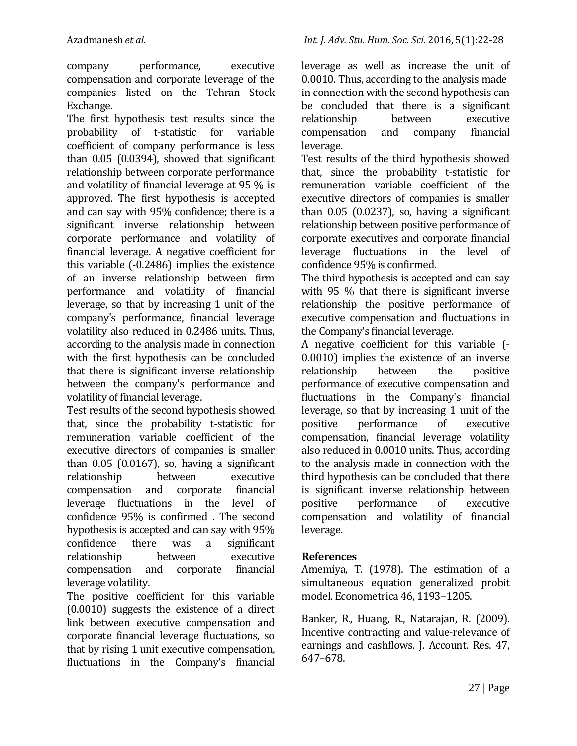company performance, executive compensation and corporate leverage of the companies listed on the Tehran Stock Exchange.

The first hypothesis test results since the probability of t-statistic for variable coefficient of company performance is less than 0.05 (0.0394), showed that significant relationship between corporate performance and volatility of financial leverage at 95 % is approved. The first hypothesis is accepted and can say with 95% confidence; there is a significant inverse relationship between corporate performance and volatility of financial leverage. A negative coefficient for this variable (-0.2486) implies the existence of an inverse relationship between firm performance and volatility of financial leverage, so that by increasing 1 unit of the company's performance, financial leverage volatility also reduced in 0.2486 units. Thus, according to the analysis made in connection with the first hypothesis can be concluded that there is significant inverse relationship between the company's performance and volatility of financial leverage.

Test results of the second hypothesis showed that, since the probability t-statistic for remuneration variable coefficient of the executive directors of companies is smaller than 0.05 (0.0167), so, having a significant relationship between executive compensation and corporate financial leverage fluctuations in the level of confidence 95% is confirmed . The second hypothesis is accepted and can say with 95% confidence there was a significant relationship between executive compensation and corporate financial leverage volatility.

The positive coefficient for this variable (0.0010) suggests the existence of a direct link between executive compensation and corporate financial leverage fluctuations, so that by rising 1 unit executive compensation, fluctuations in the Company's financial leverage as well as increase the unit of 0.0010. Thus, according to the analysis made in connection with the second hypothesis can be concluded that there is a significant relationship between executive compensation and company financial leverage.

Test results of the third hypothesis showed that, since the probability t-statistic for remuneration variable coefficient of the executive directors of companies is smaller than 0.05 (0.0237), so, having a significant relationship between positive performance of corporate executives and corporate financial leverage fluctuations in the level of confidence 95% is confirmed.

The third hypothesis is accepted and can say with 95 % that there is significant inverse relationship the positive performance of executive compensation and fluctuations in the Company's financial leverage.

A negative coefficient for this variable (-0.0010) implies the existence of an inverse relationship between the positive performance of executive compensation and fluctuations in the Company's financial leverage, so that by increasing 1 unit of the positive performance of executive compensation, financial leverage volatility also reduced in 0.0010 units. Thus, according to the analysis made in connection with the third hypothesis can be concluded that there is significant inverse relationship between positive performance of executive compensation and volatility of financial leverage.

## References

Amemiya, T. (1978). The estimation of a simultaneous equation generalized probit model. Econometrica 46, 1193–1205.

Banker, R., Huang, R., Natarajan, R. (2009). Incentive contracting and value-relevance of earnings and cashflows. J. Account. Res. 47, 647–678.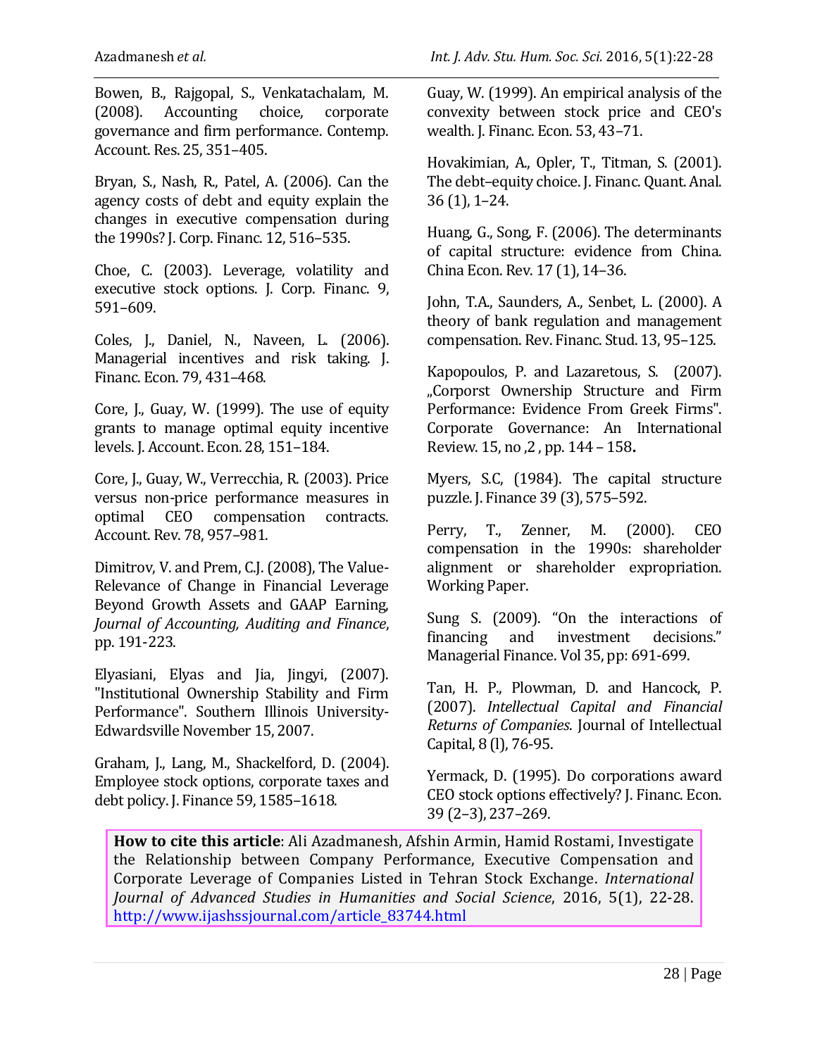Bowen, B., Rajgopal, S., Venkatachalam, M. (2008). Accounting choice, corporate governance and firm performance. Contemp. Account. Res. 25, 351–405.

Bryan, S., Nash, R., Patel, A. (2006). Can the agency costs of debt and equity explain the changes in executive compensation during the 1990s? J. Corp. Financ. 12, 516–535.

Choe, C. (2003). Leverage, volatility and executive stock options. J. Corp. Financ. 9, 591–609.

Coles, J., Daniel, N., Naveen, L. (2006). Managerial incentives and risk taking. J. Financ. Econ. 79, 431–468.

Core, J., Guay, W. (1999). The use of equity grants to manage optimal equity incentive levels. J. Account. Econ. 28, 151–184.

Core, J., Guay, W., Verrecchia, R. (2003). Price versus non-price performance measures in optimal CEO compensation contracts. Account. Rev. 78, 957–981.

Dimitrov, V. and Prem, C.J. (2008), The Value-Relevance of Change in Financial Leverage Beyond Growth Assets and GAAP Earning, *Journal of Accounting, Auditing and Finance*, pp. 191-223.

Elyasiani, Elyas and Jia, Jingyi, (2007). "Institutional Ownership Stability and Firm Performance". Southern Illinois University-Edwardsville November 15, 2007.

Graham, J., Lang, M., Shackelford, D. (2004). Employee stock options, corporate taxes and debt policy. J. Finance 59, 1585–1618.

Guay, W. (1999). An empirical analysis of the convexity between stock price and CEO's wealth. J. Financ. Econ. 53, 43–71.

Hovakimian, A., Opler, T., Titman, S. (2001). The debt–equity choice. J. Financ. Quant. Anal. 36 (1), 1–24.

Huang, G., Song, F. (2006). The determinants of capital structure: evidence from China. China Econ. Rev. 17 (1), 14–36.

John, T.A., Saunders, A., Senbet, L. (2000). A theory of bank regulation and management compensation. Rev. Financ. Stud. 13, 95–125.

Kapopoulos, P. and Lazaretous, S. (2007). „Corporst Ownership Structure and Firm Performance: Evidence From Greek Firms". Corporate Governance: An International Review. 15, no ,2 , pp. 144 – 158**.**

Myers, S.C, (1984). The capital structure puzzle. J. Finance 39 (3), 575–592.

Perry, T., Zenner, M. (2000). CEO compensation in the 1990s: shareholder alignment or shareholder expropriation. Working Paper.

Sung S. (2009). "On the interactions of financing and investment decisions." Managerial Finance. Vol 35, pp: 691-699.

Tan, H. P., Plowman, D. and Hancock, P. (2007). *Intellectual Capital and Financial Returns of Companies*. Journal of Intellectual Capital, 8 (l), 76-95.

Yermack, D. (1995). Do corporations award CEO stock options effectively? J. Financ. Econ. 39 (2–3), 237–269.

**How to cite this article**: Ali Azadmanesh, Afshin Armin, Hamid Rostami, Investigate the Relationship between Company Performance, Executive Compensation and Corporate Leverage of Companies Listed in Tehran Stock Exchange. *International Journal of Advanced Studies in Humanities and Social Science*, 2016, 5(1), 22-28. http://www.ijashssjournal.com/article_83744.html